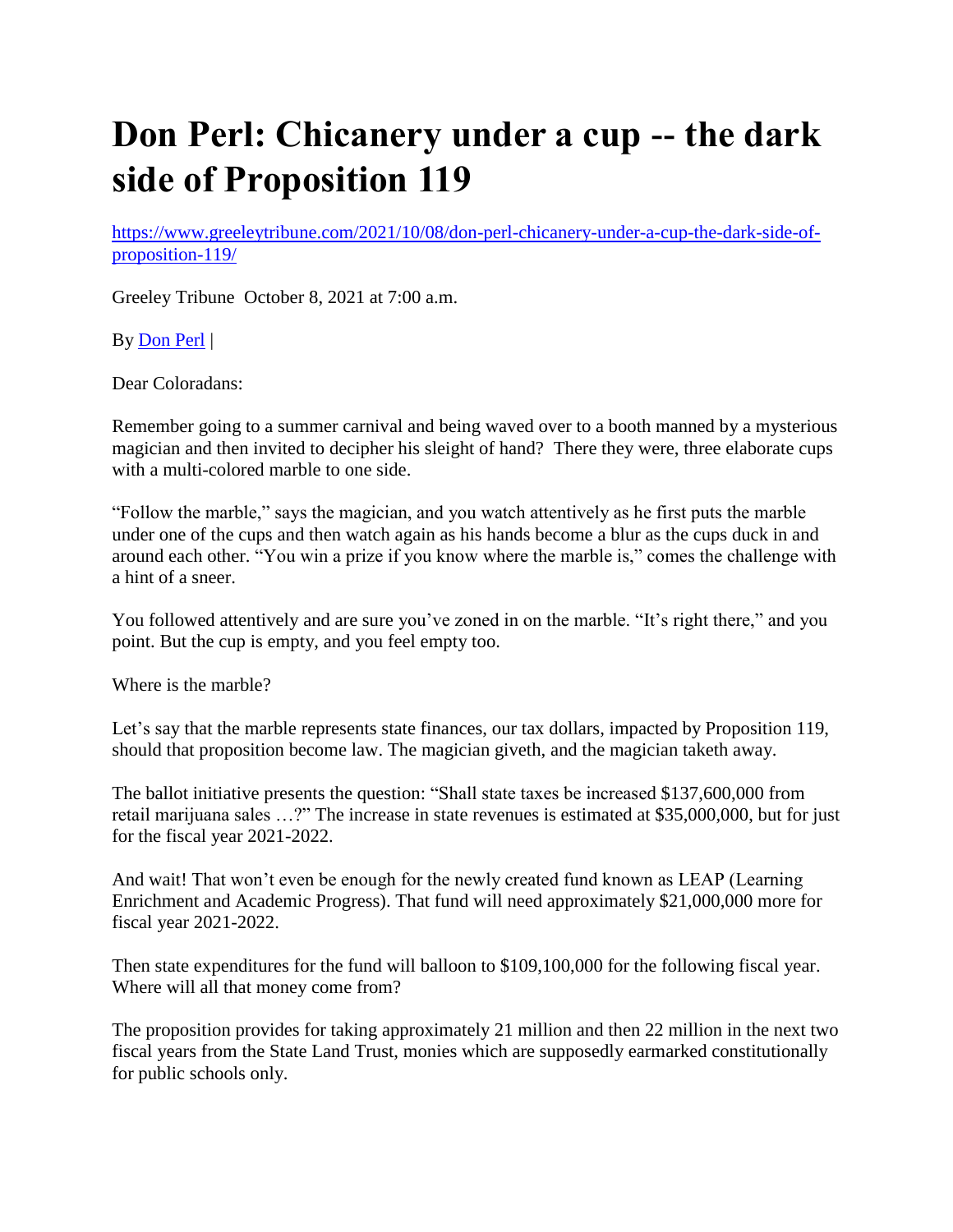# Don Perl: Chicanery under a cup -- the dark side of Proposition 119

https://www.greeleytribune.com/2021/10/08/don-perl-chicanery-under-a-cup-the-dark-side-of-proposition-119/

Greeley Tribune  October 8, 2021 at 7:00 a.m.

By Don Perl |

Dear Coloradans:

Remember going to a summer carnival and being waved over to a booth manned by a mysterious magician and then invited to decipher his sleight of hand?  There they were, three elaborate cups with a multi-colored marble to one side.

"Follow the marble," says the magician, and you watch attentively as he first puts the marble under one of the cups and then watch again as his hands become a blur as the cups duck in and around each other. "You win a prize if you know where the marble is," comes the challenge with a hint of a sneer.

You followed attentively and are sure you've zoned in on the marble. "It's right there," and you point. But the cup is empty, and you feel empty too.

Where is the marble?

Let's say that the marble represents state finances, our tax dollars, impacted by Proposition 119, should that proposition become law. The magician giveth, and the magician taketh away.

The ballot initiative presents the question: "Shall state taxes be increased $137,600,000 from retail marijuana sales …?" The increase in state revenues is estimated at $35,000,000, but for just for the fiscal year 2021-2022.

And wait! That won't even be enough for the newly created fund known as LEAP (Learning Enrichment and Academic Progress). That fund will need approximately $21,000,000 more for fiscal year 2021-2022.

Then state expenditures for the fund will balloon to $109,100,000 for the following fiscal year. Where will all that money come from?

The proposition provides for taking approximately 21 million and then 22 million in the next two fiscal years from the State Land Trust, monies which are supposedly earmarked constitutionally for public schools only.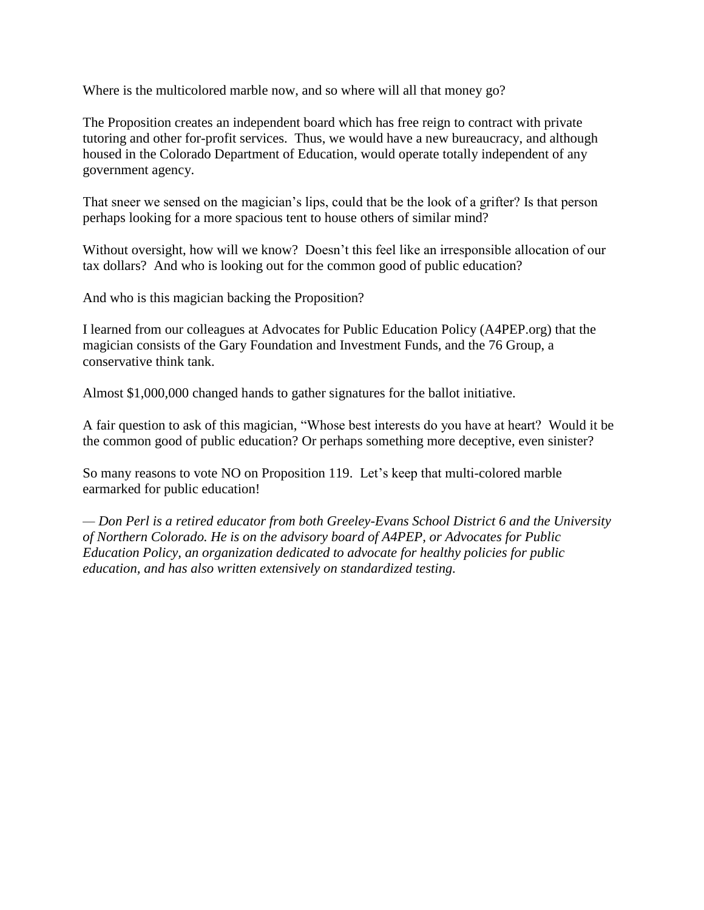Where is the multicolored marble now, and so where will all that money go?

The Proposition creates an independent board which has free reign to contract with private tutoring and other for-profit services. Thus, we would have a new bureaucracy, and although housed in the Colorado Department of Education, would operate totally independent of any government agency.

That sneer we sensed on the magician's lips, could that be the look of a grifter? Is that person perhaps looking for a more spacious tent to house others of similar mind?

Without oversight, how will we know? Doesn't this feel like an irresponsible allocation of our tax dollars? And who is looking out for the common good of public education?

And who is this magician backing the Proposition?

I learned from our colleagues at Advocates for Public Education Policy (A4PEP.org) that the magician consists of the Gary Foundation and Investment Funds, and the 76 Group, a conservative think tank.

Almost $1,000,000 changed hands to gather signatures for the ballot initiative.

A fair question to ask of this magician, "Whose best interests do you have at heart? Would it be the common good of public education? Or perhaps something more deceptive, even sinister?

So many reasons to vote NO on Proposition 119. Let's keep that multi-colored marble earmarked for public education!

*— Don Perl is a retired educator from both Greeley-Evans School District 6 and the University of Northern Colorado. He is on the advisory board of A4PEP, or Advocates for Public Education Policy, an organization dedicated to advocate for healthy policies for public education, and has also written extensively on standardized testing.*